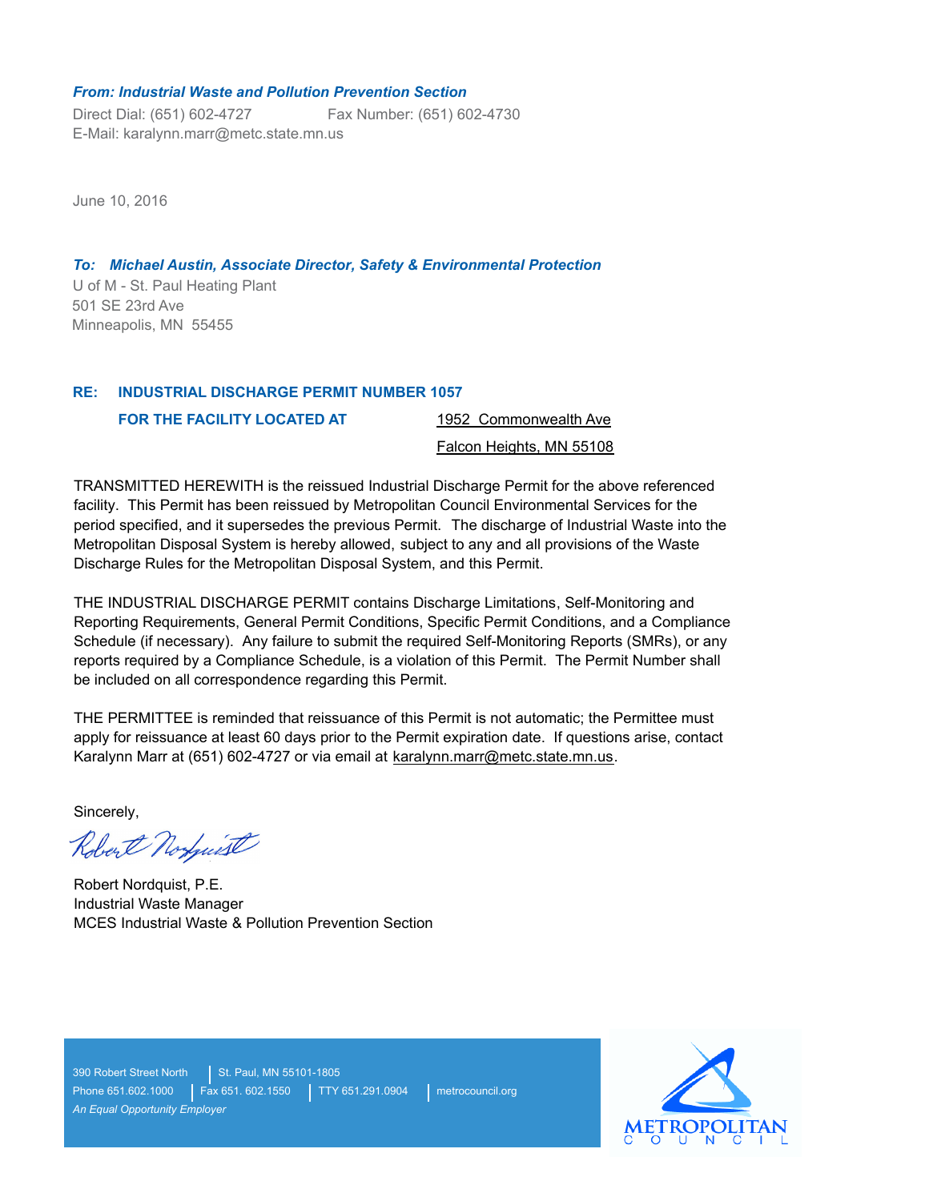***From: Industrial Waste and Pollution Prevention Section***

Direct Dial: (651) 602-4727 Fax Number: (651) 602-4730
E-Mail: karalynn.marr@metc.state.mn.us

June 10, 2016

***To: Michael Austin, Associate Director, Safety & Environmental Protection***

U of M - St. Paul Heating Plant
501 SE 23rd Ave
Minneapolis, MN 55455

**RE: INDUSTRIAL DISCHARGE PERMIT NUMBER 1057**

**FOR THE FACILITY LOCATED AT** 1952 Commonwealth Ave
Falcon Heights, MN 55108

TRANSMITTED HEREWITH is the reissued Industrial Discharge Permit for the above referenced facility. This Permit has been reissued by Metropolitan Council Environmental Services for the period specified, and it supersedes the previous Permit. The discharge of Industrial Waste into the Metropolitan Disposal System is hereby allowed, subject to any and all provisions of the Waste Discharge Rules for the Metropolitan Disposal System, and this Permit.

THE INDUSTRIAL DISCHARGE PERMIT contains Discharge Limitations, Self-Monitoring and Reporting Requirements, General Permit Conditions, Specific Permit Conditions, and a Compliance Schedule (if necessary). Any failure to submit the required Self-Monitoring Reports (SMRs), or any reports required by a Compliance Schedule, is a violation of this Permit. The Permit Number shall be included on all correspondence regarding this Permit.

THE PERMITTEE is reminded that reissuance of this Permit is not automatic; the Permittee must apply for reissuance at least 60 days prior to the Permit expiration date. If questions arise, contact Karalynn Marr at (651) 602-4727 or via email at karalynn.marr@metc.state.mn.us.

Sincerely,

Robert Nordquist

Robert Nordquist, P.E.
Industrial Waste Manager
MCES Industrial Waste & Pollution Prevention Section

390 Robert Street North | St. Paul, MN 55101-1805
Phone 651.602.1000 | Fax 651. 602.1550 | TTY 651.291.0904 | metrocouncil.org
*An Equal Opportunity Employer*

METROPOLITAN COUNCIL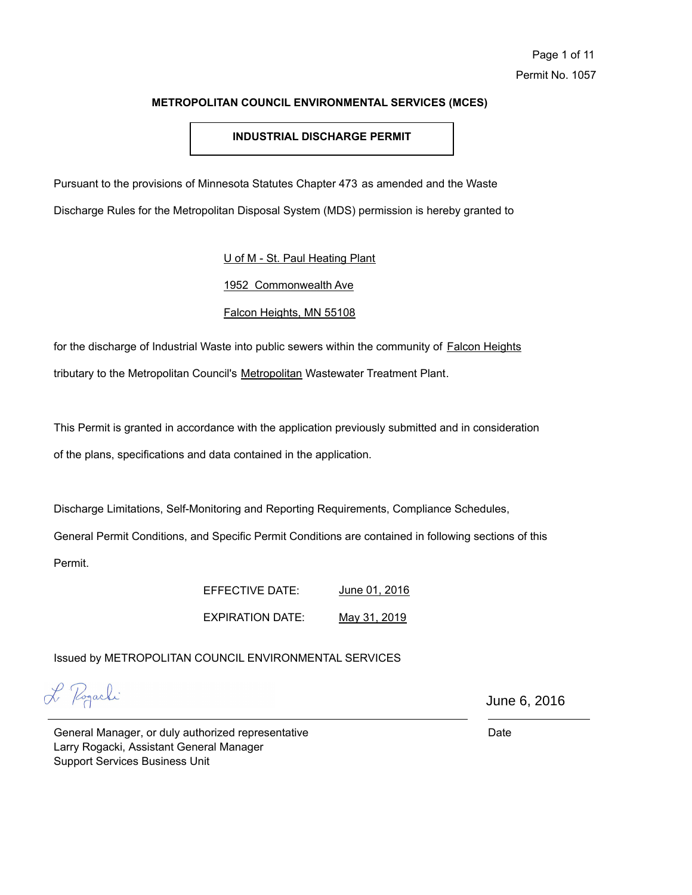Permit No. 1057

**METROPOLITAN COUNCIL ENVIRONMENTAL SERVICES (MCES)**

## INDUSTRIAL DISCHARGE PERMIT

Pursuant to the provisions of Minnesota Statutes Chapter 473 as amended and the Waste Discharge Rules for the Metropolitan Disposal System (MDS) permission is hereby granted to

U of M - St. Paul Heating Plant

1952 Commonwealth Ave

Falcon Heights, MN 55108

for the discharge of Industrial Waste into public sewers within the community of Falcon Heights tributary to the Metropolitan Council's Metropolitan Wastewater Treatment Plant.

This Permit is granted in accordance with the application previously submitted and in consideration of the plans, specifications and data contained in the application.

Discharge Limitations, Self-Monitoring and Reporting Requirements, Compliance Schedules, General Permit Conditions, and Specific Permit Conditions are contained in following sections of this Permit.

EFFECTIVE DATE: June 01, 2016

EXPIRATION DATE: May 31, 2019

Issued by METROPOLITAN COUNCIL ENVIRONMENTAL SERVICES

L. Rogacki

General Manager, or duly authorized representative
Larry Rogacki, Assistant General Manager
Support Services Business Unit

June 6, 2016
Date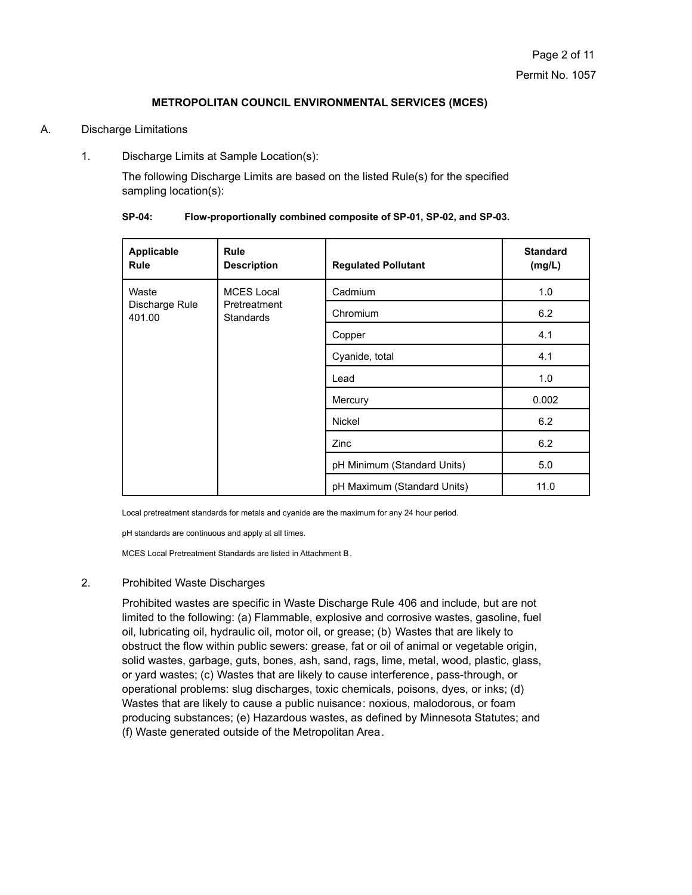### METROPOLITAN COUNCIL ENVIRONMENTAL SERVICES (MCES)

A. Discharge Limitations

1. Discharge Limits at Sample Location(s):

   The following Discharge Limits are based on the listed Rule(s) for the specified sampling location(s):

**SP-04: Flow-proportionally combined composite of SP-01, SP-02, and SP-03.**

| Applicable Rule | Rule Description | Regulated Pollutant | Standard (mg/L) |
|---|---|---|---|
| Waste Discharge Rule 401.00 | MCES Local Pretreatment Standards | Cadmium | 1.0 |
| | | Chromium | 6.2 |
| | | Copper | 4.1 |
| | | Cyanide, total | 4.1 |
| | | Lead | 1.0 |
| | | Mercury | 0.002 |
| | | Nickel | 6.2 |
| | | Zinc | 6.2 |
| | | pH Minimum (Standard Units) | 5.0 |
| | | pH Maximum (Standard Units) | 11.0 |

Local pretreatment standards for metals and cyanide are the maximum for any 24 hour period.

pH standards are continuous and apply at all times.

MCES Local Pretreatment Standards are listed in Attachment B.

2. Prohibited Waste Discharges

   Prohibited wastes are specific in Waste Discharge Rule 406 and include, but are not limited to the following: (a) Flammable, explosive and corrosive wastes, gasoline, fuel oil, lubricating oil, hydraulic oil, motor oil, or grease; (b) Wastes that are likely to obstruct the flow within public sewers: grease, fat or oil of animal or vegetable origin, solid wastes, garbage, guts, bones, ash, sand, rags, lime, metal, wood, plastic, glass, or yard wastes; (c) Wastes that are likely to cause interference, pass-through, or operational problems: slug discharges, toxic chemicals, poisons, dyes, or inks; (d) Wastes that are likely to cause a public nuisance: noxious, malodorous, or foam producing substances; (e) Hazardous wastes, as defined by Minnesota Statutes; and (f) Waste generated outside of the Metropolitan Area.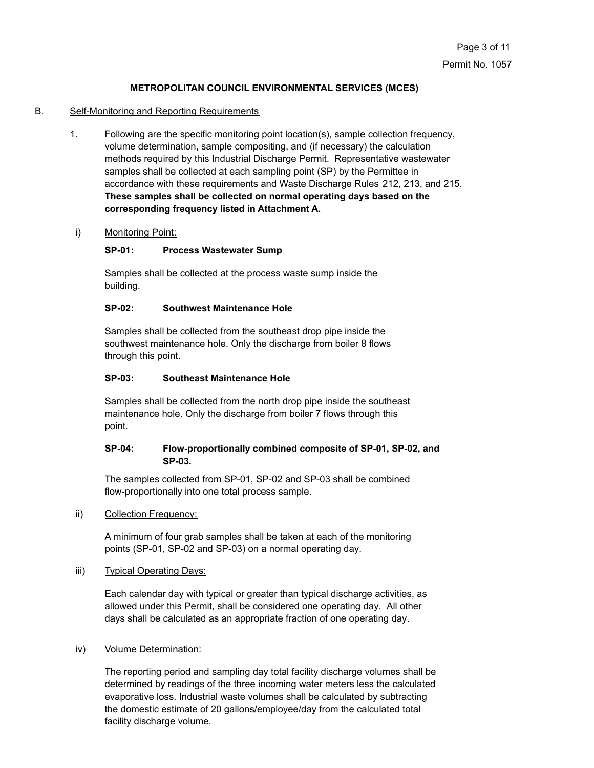**METROPOLITAN COUNCIL ENVIRONMENTAL SERVICES (MCES)**

B. Self-Monitoring and Reporting Requirements

1. Following are the specific monitoring point location(s), sample collection frequency, volume determination, sample compositing, and (if necessary) the calculation methods required by this Industrial Discharge Permit. Representative wastewater samples shall be collected at each sampling point (SP) by the Permittee in accordance with these requirements and Waste Discharge Rules 212, 213, and 215. **These samples shall be collected on normal operating days based on the corresponding frequency listed in Attachment A.**

i) Monitoring Point:

**SP-01: Process Wastewater Sump**

Samples shall be collected at the process waste sump inside the building.

**SP-02: Southwest Maintenance Hole**

Samples shall be collected from the southeast drop pipe inside the southwest maintenance hole. Only the discharge from boiler 8 flows through this point.

**SP-03: Southeast Maintenance Hole**

Samples shall be collected from the north drop pipe inside the southeast maintenance hole. Only the discharge from boiler 7 flows through this point.

**SP-04: Flow-proportionally combined composite of SP-01, SP-02, and SP-03.**

The samples collected from SP-01, SP-02 and SP-03 shall be combined flow-proportionally into one total process sample.

ii) Collection Frequency:

A minimum of four grab samples shall be taken at each of the monitoring points (SP-01, SP-02 and SP-03) on a normal operating day.

iii) Typical Operating Days:

Each calendar day with typical or greater than typical discharge activities, as allowed under this Permit, shall be considered one operating day. All other days shall be calculated as an appropriate fraction of one operating day.

iv) Volume Determination:

The reporting period and sampling day total facility discharge volumes shall be determined by readings of the three incoming water meters less the calculated evaporative loss. Industrial waste volumes shall be calculated by subtracting the domestic estimate of 20 gallons/employee/day from the calculated total facility discharge volume.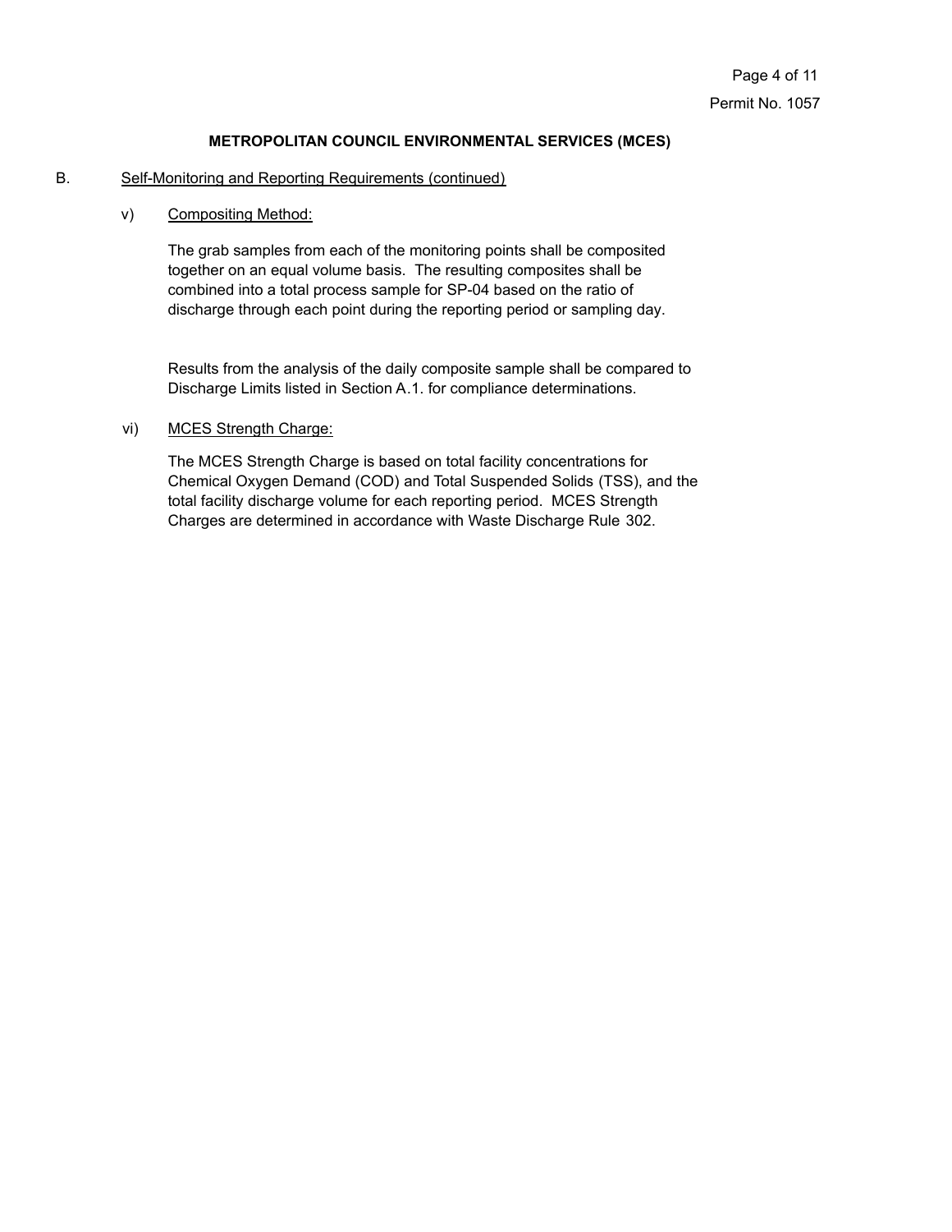**METROPOLITAN COUNCIL ENVIRONMENTAL SERVICES (MCES)**

B. Self-Monitoring and Reporting Requirements (continued)

v) Compositing Method:

The grab samples from each of the monitoring points shall be composited together on an equal volume basis. The resulting composites shall be combined into a total process sample for SP-04 based on the ratio of discharge through each point during the reporting period or sampling day.

Results from the analysis of the daily composite sample shall be compared to Discharge Limits listed in Section A.1. for compliance determinations.

vi) MCES Strength Charge:

The MCES Strength Charge is based on total facility concentrations for Chemical Oxygen Demand (COD) and Total Suspended Solids (TSS), and the total facility discharge volume for each reporting period. MCES Strength Charges are determined in accordance with Waste Discharge Rule 302.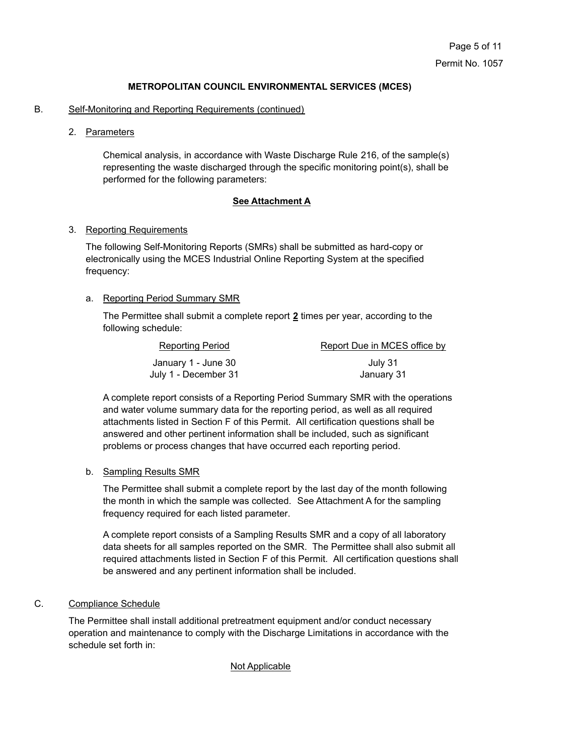**METROPOLITAN COUNCIL ENVIRONMENTAL SERVICES (MCES)**

B. Self-Monitoring and Reporting Requirements (continued)

2. Parameters

   Chemical analysis, in accordance with Waste Discharge Rule 216, of the sample(s) representing the waste discharged through the specific monitoring point(s), shall be performed for the following parameters:

   **See Attachment A**

3. Reporting Requirements

   The following Self-Monitoring Reports (SMRs) shall be submitted as hard-copy or electronically using the MCES Industrial Online Reporting System at the specified frequency:

   a. Reporting Period Summary SMR

      The Permittee shall submit a complete report **2** times per year, according to the following schedule:

| Reporting Period | Report Due in MCES office by |
|---|---|
| January 1 - June 30 | July 31 |
| July 1 - December 31 | January 31 |

      A complete report consists of a Reporting Period Summary SMR with the operations and water volume summary data for the reporting period, as well as all required attachments listed in Section F of this Permit. All certification questions shall be answered and other pertinent information shall be included, such as significant problems or process changes that have occurred each reporting period.

   b. Sampling Results SMR

      The Permittee shall submit a complete report by the last day of the month following the month in which the sample was collected. See Attachment A for the sampling frequency required for each listed parameter.

      A complete report consists of a Sampling Results SMR and a copy of all laboratory data sheets for all samples reported on the SMR. The Permittee shall also submit all required attachments listed in Section F of this Permit. All certification questions shall be answered and any pertinent information shall be included.

C. Compliance Schedule

   The Permittee shall install additional pretreatment equipment and/or conduct necessary operation and maintenance to comply with the Discharge Limitations in accordance with the schedule set forth in:

   Not Applicable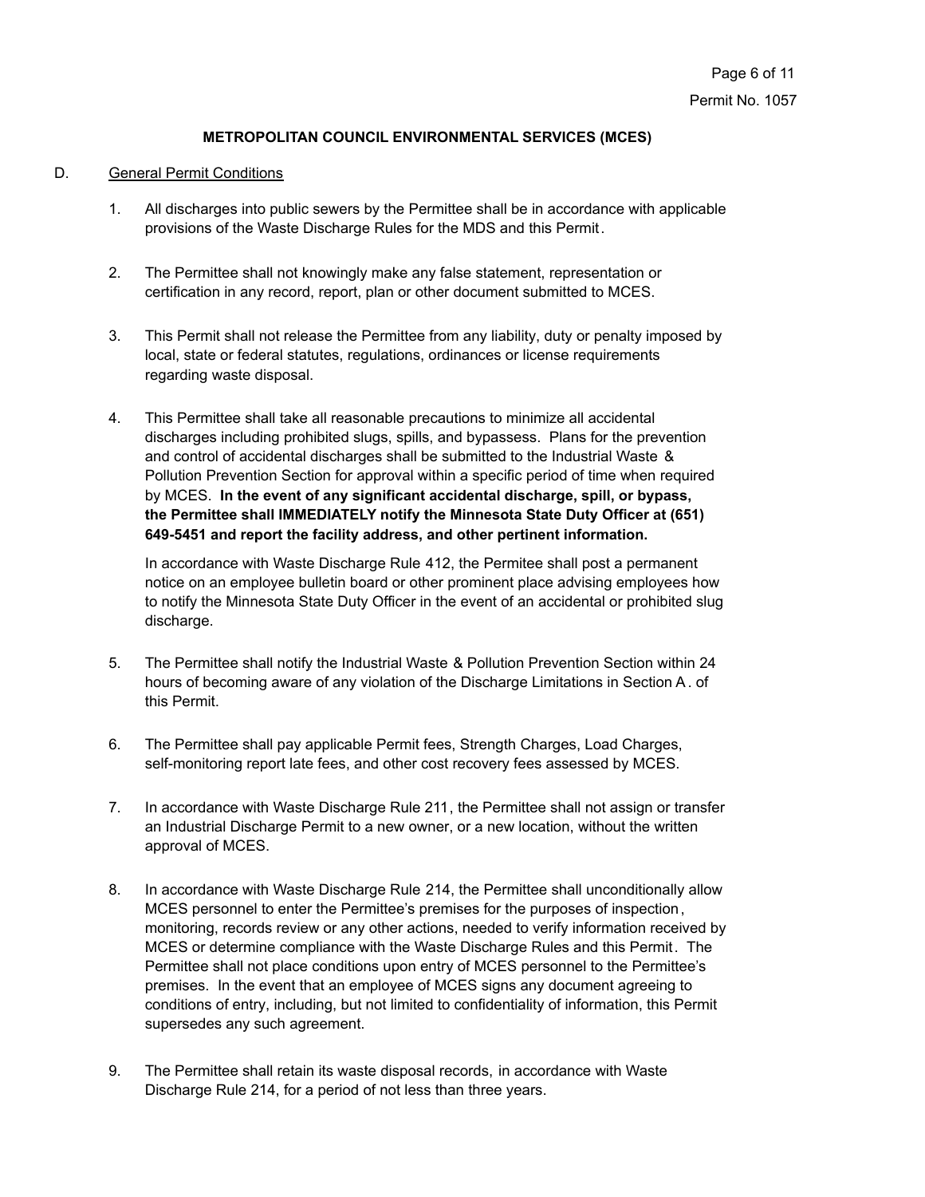**METROPOLITAN COUNCIL ENVIRONMENTAL SERVICES (MCES)**

D. General Permit Conditions

1. All discharges into public sewers by the Permittee shall be in accordance with applicable provisions of the Waste Discharge Rules for the MDS and this Permit.

2. The Permittee shall not knowingly make any false statement, representation or certification in any record, report, plan or other document submitted to MCES.

3. This Permit shall not release the Permittee from any liability, duty or penalty imposed by local, state or federal statutes, regulations, ordinances or license requirements regarding waste disposal.

4. This Permittee shall take all reasonable precautions to minimize all accidental discharges including prohibited slugs, spills, and bypassess. Plans for the prevention and control of accidental discharges shall be submitted to the Industrial Waste & Pollution Prevention Section for approval within a specific period of time when required by MCES. **In the event of any significant accidental discharge, spill, or bypass, the Permittee shall IMMEDIATELY notify the Minnesota State Duty Officer at (651) 649-5451 and report the facility address, and other pertinent information.**

   In accordance with Waste Discharge Rule 412, the Permitee shall post a permanent notice on an employee bulletin board or other prominent place advising employees how to notify the Minnesota State Duty Officer in the event of an accidental or prohibited slug discharge.

5. The Permittee shall notify the Industrial Waste & Pollution Prevention Section within 24 hours of becoming aware of any violation of the Discharge Limitations in Section A. of this Permit.

6. The Permittee shall pay applicable Permit fees, Strength Charges, Load Charges, self-monitoring report late fees, and other cost recovery fees assessed by MCES.

7. In accordance with Waste Discharge Rule 211, the Permittee shall not assign or transfer an Industrial Discharge Permit to a new owner, or a new location, without the written approval of MCES.

8. In accordance with Waste Discharge Rule 214, the Permittee shall unconditionally allow MCES personnel to enter the Permittee's premises for the purposes of inspection, monitoring, records review or any other actions, needed to verify information received by MCES or determine compliance with the Waste Discharge Rules and this Permit. The Permittee shall not place conditions upon entry of MCES personnel to the Permittee's premises. In the event that an employee of MCES signs any document agreeing to conditions of entry, including, but not limited to confidentiality of information, this Permit supersedes any such agreement.

9. The Permittee shall retain its waste disposal records, in accordance with Waste Discharge Rule 214, for a period of not less than three years.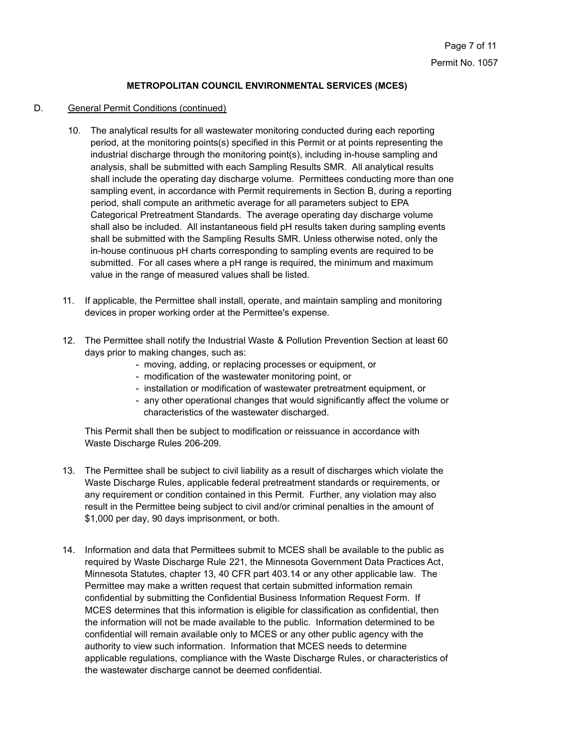**METROPOLITAN COUNCIL ENVIRONMENTAL SERVICES (MCES)**

D. General Permit Conditions (continued)

10. The analytical results for all wastewater monitoring conducted during each reporting period, at the monitoring points(s) specified in this Permit or at points representing the industrial discharge through the monitoring point(s), including in-house sampling and analysis, shall be submitted with each Sampling Results SMR. All analytical results shall include the operating day discharge volume. Permittees conducting more than one sampling event, in accordance with Permit requirements in Section B, during a reporting period, shall compute an arithmetic average for all parameters subject to EPA Categorical Pretreatment Standards. The average operating day discharge volume shall also be included. All instantaneous field pH results taken during sampling events shall be submitted with the Sampling Results SMR. Unless otherwise noted, only the in-house continuous pH charts corresponding to sampling events are required to be submitted. For all cases where a pH range is required, the minimum and maximum value in the range of measured values shall be listed.

11. If applicable, the Permittee shall install, operate, and maintain sampling and monitoring devices in proper working order at the Permittee's expense.

12. The Permittee shall notify the Industrial Waste & Pollution Prevention Section at least 60 days prior to making changes, such as:
    - moving, adding, or replacing processes or equipment, or
    - modification of the wastewater monitoring point, or
    - installation or modification of wastewater pretreatment equipment, or
    - any other operational changes that would significantly affect the volume or characteristics of the wastewater discharged.

    This Permit shall then be subject to modification or reissuance in accordance with Waste Discharge Rules 206-209.

13. The Permittee shall be subject to civil liability as a result of discharges which violate the Waste Discharge Rules, applicable federal pretreatment standards or requirements, or any requirement or condition contained in this Permit. Further, any violation may also result in the Permittee being subject to civil and/or criminal penalties in the amount of $1,000 per day, 90 days imprisonment, or both.

14. Information and data that Permittees submit to MCES shall be available to the public as required by Waste Discharge Rule 221, the Minnesota Government Data Practices Act, Minnesota Statutes, chapter 13, 40 CFR part 403.14 or any other applicable law. The Permittee may make a written request that certain submitted information remain confidential by submitting the Confidential Business Information Request Form. If MCES determines that this information is eligible for classification as confidential, then the information will not be made available to the public. Information determined to be confidential will remain available only to MCES or any other public agency with the authority to view such information. Information that MCES needs to determine applicable regulations, compliance with the Waste Discharge Rules, or characteristics of the wastewater discharge cannot be deemed confidential.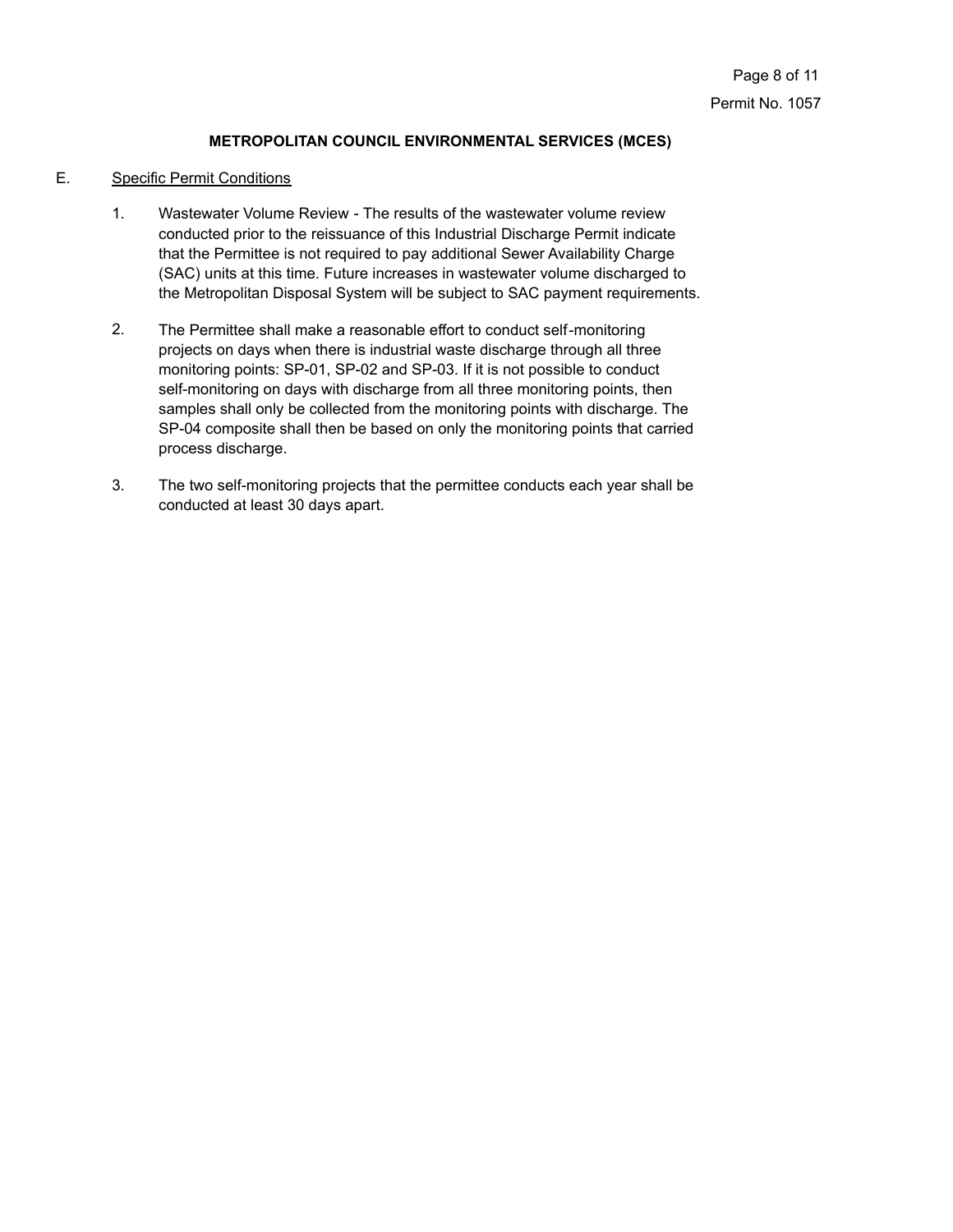## METROPOLITAN COUNCIL ENVIRONMENTAL SERVICES (MCES)

E. <u>Specific Permit Conditions</u>

1. Wastewater Volume Review - The results of the wastewater volume review conducted prior to the reissuance of this Industrial Discharge Permit indicate that the Permittee is not required to pay additional Sewer Availability Charge (SAC) units at this time. Future increases in wastewater volume discharged to the Metropolitan Disposal System will be subject to SAC payment requirements.

2. The Permittee shall make a reasonable effort to conduct self-monitoring projects on days when there is industrial waste discharge through all three monitoring points: SP-01, SP-02 and SP-03. If it is not possible to conduct self-monitoring on days with discharge from all three monitoring points, then samples shall only be collected from the monitoring points with discharge. The SP-04 composite shall then be based on only the monitoring points that carried process discharge.

3. The two self-monitoring projects that the permittee conducts each year shall be conducted at least 30 days apart.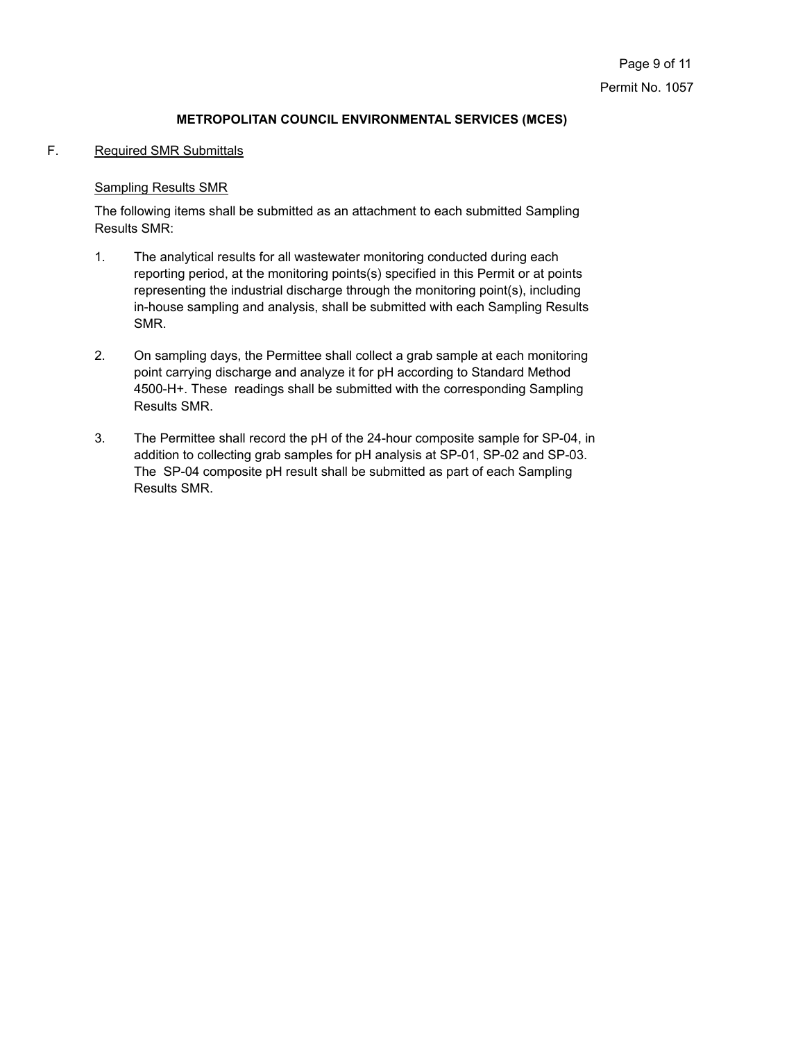**METROPOLITAN COUNCIL ENVIRONMENTAL SERVICES (MCES)**

F. Required SMR Submittals

Sampling Results SMR

The following items shall be submitted as an attachment to each submitted Sampling Results SMR:

1. The analytical results for all wastewater monitoring conducted during each reporting period, at the monitoring points(s) specified in this Permit or at points representing the industrial discharge through the monitoring point(s), including in-house sampling and analysis, shall be submitted with each Sampling Results SMR.

2. On sampling days, the Permittee shall collect a grab sample at each monitoring point carrying discharge and analyze it for pH according to Standard Method 4500-H+. These readings shall be submitted with the corresponding Sampling Results SMR.

3. The Permittee shall record the pH of the 24-hour composite sample for SP-04, in addition to collecting grab samples for pH analysis at SP-01, SP-02 and SP-03. The SP-04 composite pH result shall be submitted as part of each Sampling Results SMR.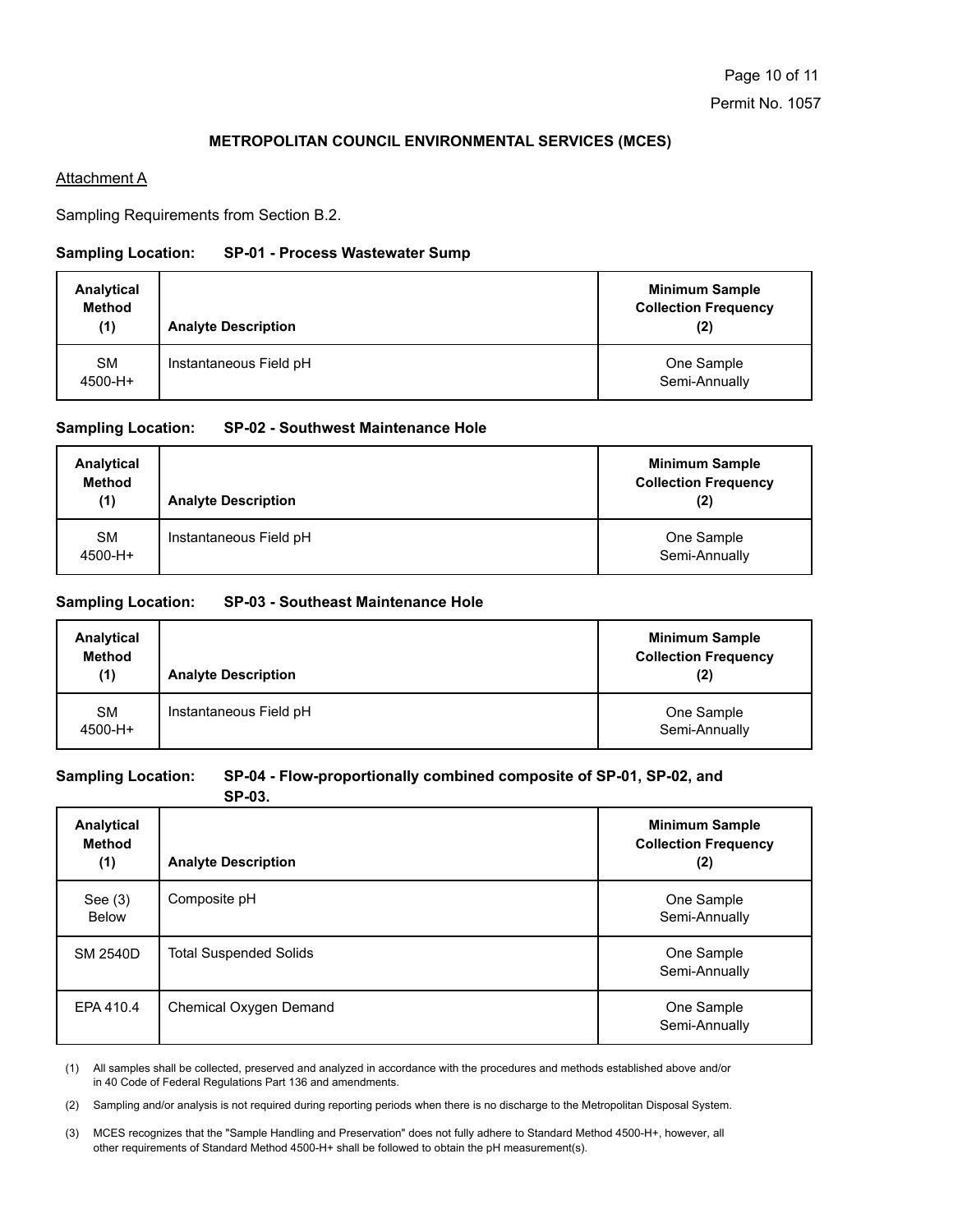## METROPOLITAN COUNCIL ENVIRONMENTAL SERVICES (MCES)

Attachment A

Sampling Requirements from Section B.2.

**Sampling Location: SP-01 - Process Wastewater Sump**

| Analytical Method (1) | Analyte Description | Minimum Sample Collection Frequency (2) |
|---|---|---|
| SM 4500-H+ | Instantaneous Field pH | One Sample Semi-Annually |

**Sampling Location: SP-02 - Southwest Maintenance Hole**

| Analytical Method (1) | Analyte Description | Minimum Sample Collection Frequency (2) |
|---|---|---|
| SM 4500-H+ | Instantaneous Field pH | One Sample Semi-Annually |

**Sampling Location: SP-03 - Southeast Maintenance Hole**

| Analytical Method (1) | Analyte Description | Minimum Sample Collection Frequency (2) |
|---|---|---|
| SM 4500-H+ | Instantaneous Field pH | One Sample Semi-Annually |

**Sampling Location: SP-04 - Flow-proportionally combined composite of SP-01, SP-02, and SP-03.**

| Analytical Method (1) | Analyte Description | Minimum Sample Collection Frequency (2) |
|---|---|---|
| See (3) Below | Composite pH | One Sample Semi-Annually |
| SM 2540D | Total Suspended Solids | One Sample Semi-Annually |
| EPA 410.4 | Chemical Oxygen Demand | One Sample Semi-Annually |

(1) All samples shall be collected, preserved and analyzed in accordance with the procedures and methods established above and/or in 40 Code of Federal Regulations Part 136 and amendments.

(2) Sampling and/or analysis is not required during reporting periods when there is no discharge to the Metropolitan Disposal System.

(3) MCES recognizes that the "Sample Handling and Preservation" does not fully adhere to Standard Method 4500-H+, however, all other requirements of Standard Method 4500-H+ shall be followed to obtain the pH measurement(s).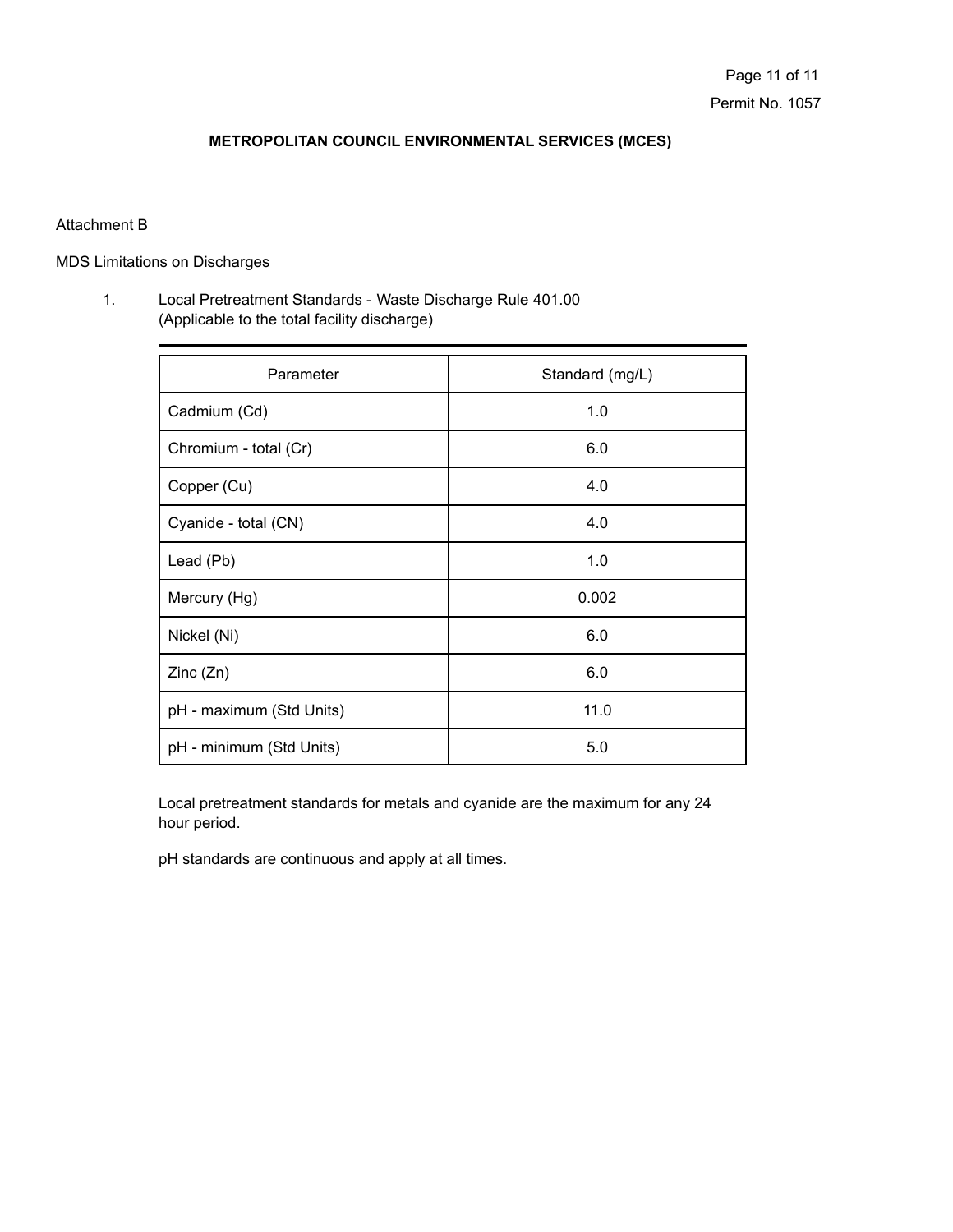**METROPOLITAN COUNCIL ENVIRONMENTAL SERVICES (MCES)**

Attachment B

MDS Limitations on Discharges

1. Local Pretreatment Standards - Waste Discharge Rule 401.00
   (Applicable to the total facility discharge)

| Parameter | Standard (mg/L) |
|---|---|
| Cadmium (Cd) | 1.0 |
| Chromium - total (Cr) | 6.0 |
| Copper (Cu) | 4.0 |
| Cyanide - total (CN) | 4.0 |
| Lead (Pb) | 1.0 |
| Mercury (Hg) | 0.002 |
| Nickel (Ni) | 6.0 |
| Zinc (Zn) | 6.0 |
| pH - maximum (Std Units) | 11.0 |
| pH - minimum (Std Units) | 5.0 |

Local pretreatment standards for metals and cyanide are the maximum for any 24 hour period.

pH standards are continuous and apply at all times.